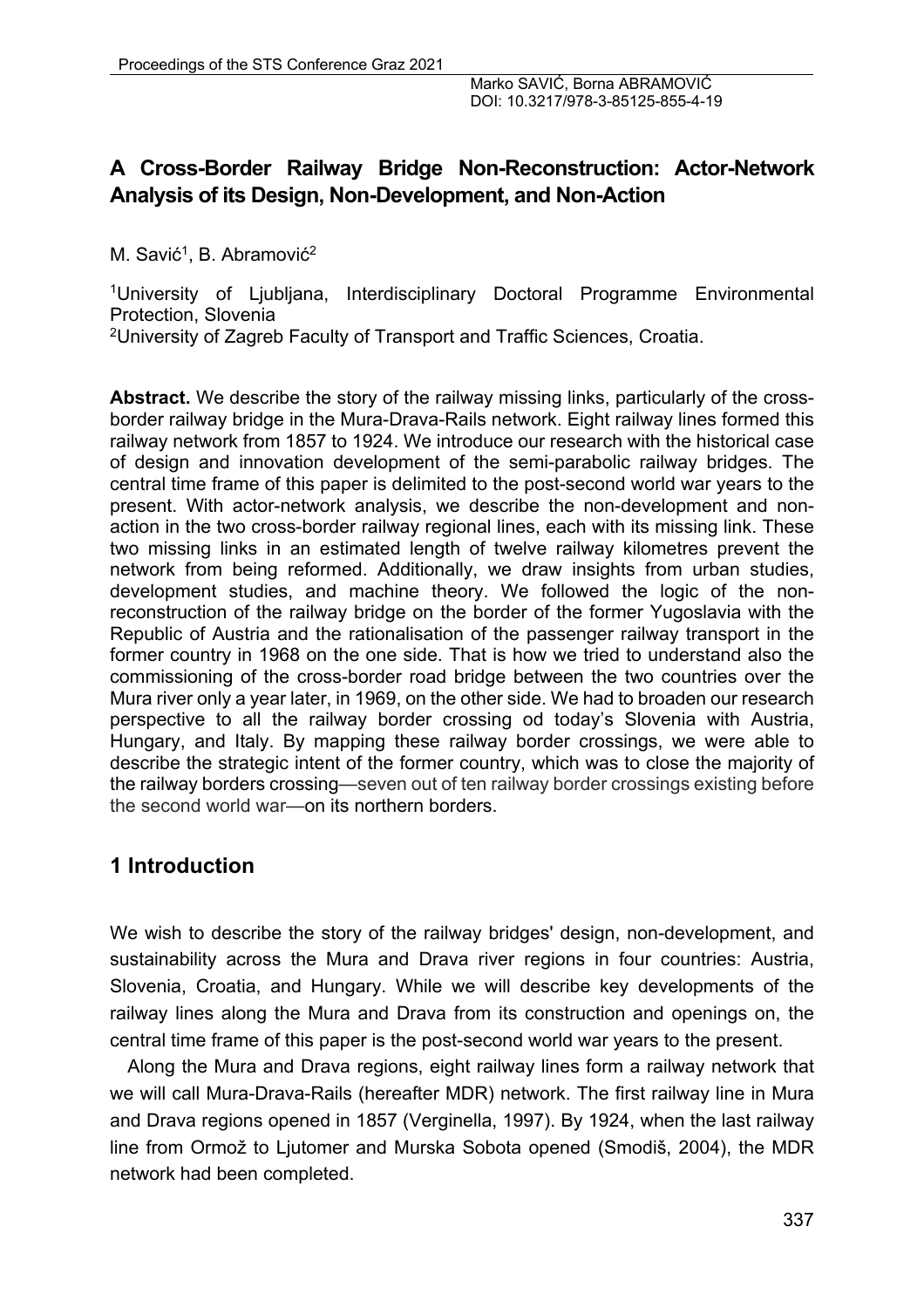# A Cross-Border Railway Bridge Non-Reconstruction: Actor-Network Analysis of its Design, Non-Development, and Non-Action

M. Savić[1], B. Abramović[2]

[1]University of Ljubljana, Interdisciplinary Doctoral Programme Environmental Protection, Slovenia

[2]University of Zagreb Faculty of Transport and Traffic Sciences, Croatia.

**Abstract.** We describe the story of the railway missing links, particularly of the cross-border railway bridge in the Mura-Drava-Rails network. Eight railway lines formed this railway network from 1857 to 1924. We introduce our research with the historical case of design and innovation development of the semi-parabolic railway bridges. The central time frame of this paper is delimited to the post-second world war years to the present. With actor-network analysis, we describe the non-development and non-action in the two cross-border railway regional lines, each with its missing link. These two missing links in an estimated length of twelve railway kilometres prevent the network from being reformed. Additionally, we draw insights from urban studies, development studies, and machine theory. We followed the logic of the non-reconstruction of the railway bridge on the border of the former Yugoslavia with the Republic of Austria and the rationalisation of the passenger railway transport in the former country in 1968 on the one side. That is how we tried to understand also the commissioning of the cross-border road bridge between the two countries over the Mura river only a year later, in 1969, on the other side. We had to broaden our research perspective to all the railway border crossing od today's Slovenia with Austria, Hungary, and Italy. By mapping these railway border crossings, we were able to describe the strategic intent of the former country, which was to close the majority of the railway borders crossing—seven out of ten railway border crossings existing before the second world war—on its northern borders.

## 1 Introduction

We wish to describe the story of the railway bridges' design, non-development, and sustainability across the Mura and Drava river regions in four countries: Austria, Slovenia, Croatia, and Hungary. While we will describe key developments of the railway lines along the Mura and Drava from its construction and openings on, the central time frame of this paper is the post-second world war years to the present.

Along the Mura and Drava regions, eight railway lines form a railway network that we will call Mura-Drava-Rails (hereafter MDR) network. The first railway line in Mura and Drava regions opened in 1857 (Verginella, 1997). By 1924, when the last railway line from Ormož to Ljutomer and Murska Sobota opened (Smodiš, 2004), the MDR network had been completed.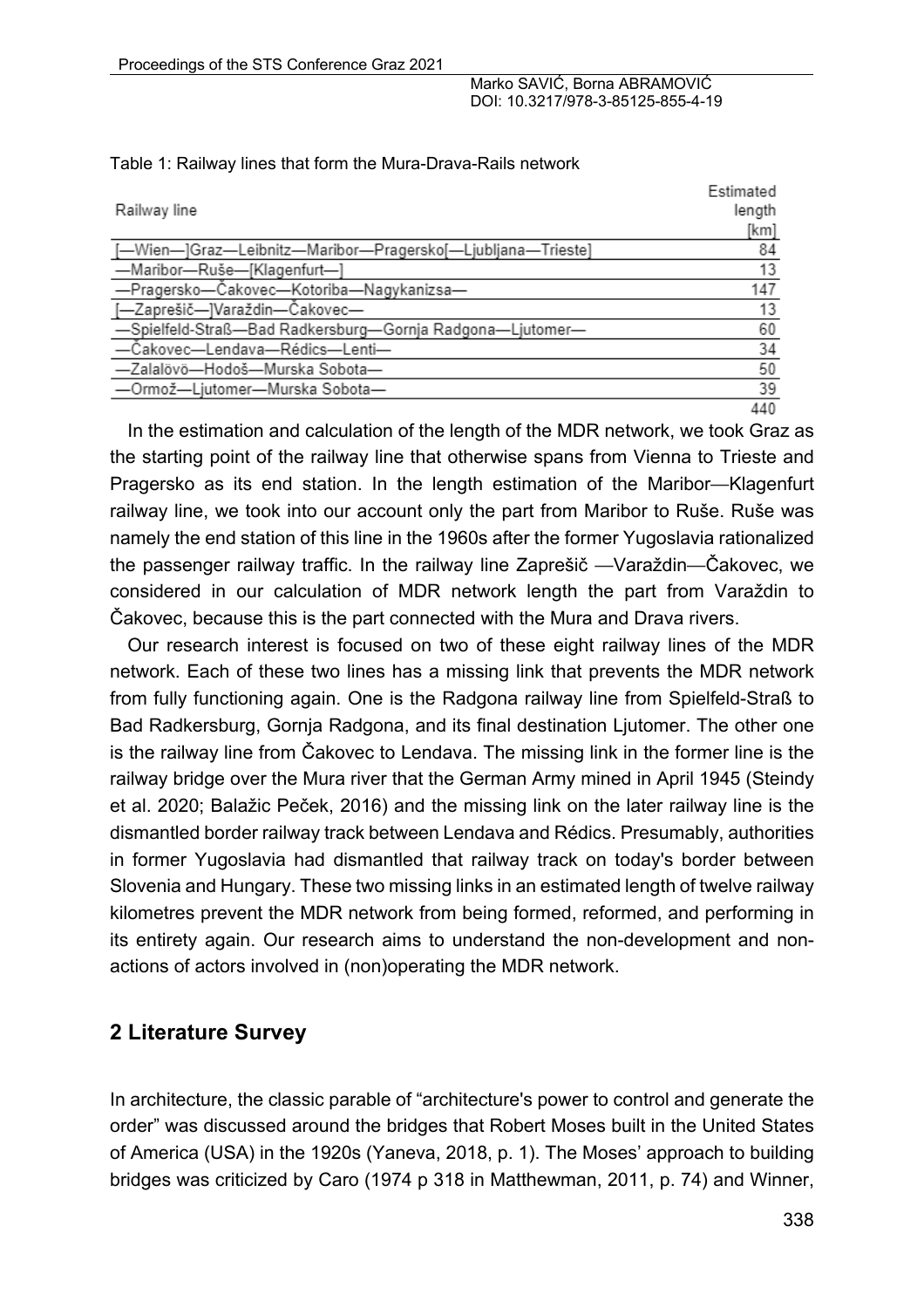Table 1: Railway lines that form the Mura-Drava-Rails network

| Railway line | Estimated length [km] |
|---|---|
| [—Wien—]Graz—Leibnitz—Maribor—Pragersko[—Ljubljana—Trieste] | 84 |
| —Maribor—Ruše—[Klagenfurt—] | 13 |
| —Pragersko—Čakovec—Kotoriba—Nagykanizsa— | 147 |
| [—Zaprešič—]Varaždin—Čakovec— | 13 |
| —Spielfeld-Straß—Bad Radkersburg—Gornja Radgona—Ljutomer— | 60 |
| —Čakovec—Lendava—Rédics—Lenti— | 34 |
| —Zalalövö—Hodoš—Murska Sobota— | 50 |
| —Ormož—Ljutomer—Murska Sobota— | 39 |
| | 440 |

In the estimation and calculation of the length of the MDR network, we took Graz as the starting point of the railway line that otherwise spans from Vienna to Trieste and Pragersko as its end station. In the length estimation of the Maribor—Klagenfurt railway line, we took into our account only the part from Maribor to Ruše. Ruše was namely the end station of this line in the 1960s after the former Yugoslavia rationalized the passenger railway traffic. In the railway line Zaprešič —Varaždin—Čakovec, we considered in our calculation of MDR network length the part from Varaždin to Čakovec, because this is the part connected with the Mura and Drava rivers.

Our research interest is focused on two of these eight railway lines of the MDR network. Each of these two lines has a missing link that prevents the MDR network from fully functioning again. One is the Radgona railway line from Spielfeld-Straß to Bad Radkersburg, Gornja Radgona, and its final destination Ljutomer. The other one is the railway line from Čakovec to Lendava. The missing link in the former line is the railway bridge over the Mura river that the German Army mined in April 1945 (Steindy et al. 2020; Balažic Peček, 2016) and the missing link on the later railway line is the dismantled border railway track between Lendava and Rédics. Presumably, authorities in former Yugoslavia had dismantled that railway track on today's border between Slovenia and Hungary. These two missing links in an estimated length of twelve railway kilometres prevent the MDR network from being formed, reformed, and performing in its entirety again. Our research aims to understand the non-development and non-actions of actors involved in (non)operating the MDR network.

## 2 Literature Survey

In architecture, the classic parable of "architecture's power to control and generate the order" was discussed around the bridges that Robert Moses built in the United States of America (USA) in the 1920s (Yaneva, 2018, p. 1). The Moses' approach to building bridges was criticized by Caro (1974 p 318 in Matthewman, 2011, p. 74) and Winner,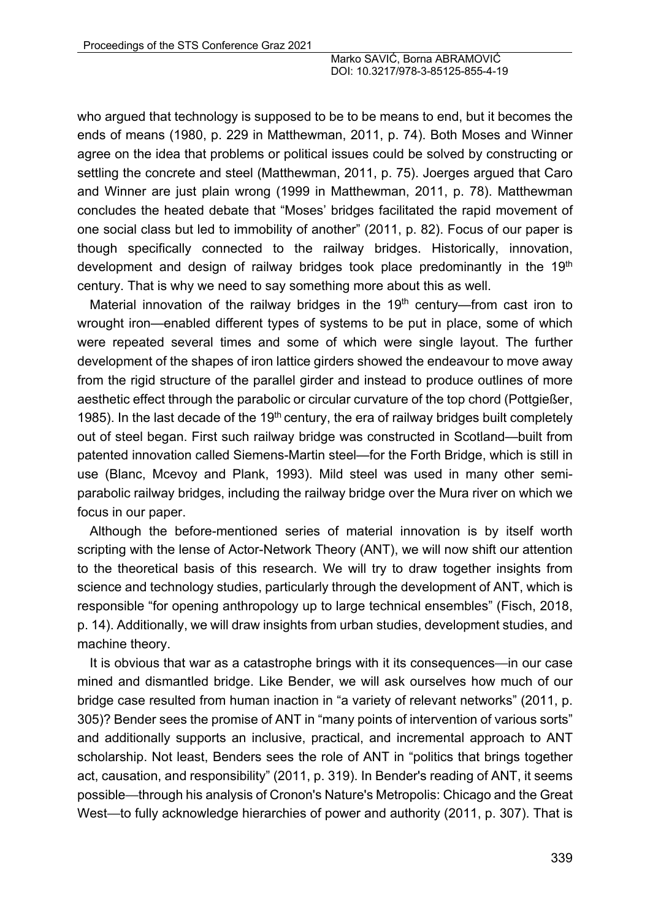who argued that technology is supposed to be to be means to end, but it becomes the ends of means (1980, p. 229 in Matthewman, 2011, p. 74). Both Moses and Winner agree on the idea that problems or political issues could be solved by constructing or settling the concrete and steel (Matthewman, 2011, p. 75). Joerges argued that Caro and Winner are just plain wrong (1999 in Matthewman, 2011, p. 78). Matthewman concludes the heated debate that "Moses' bridges facilitated the rapid movement of one social class but led to immobility of another" (2011, p. 82). Focus of our paper is though specifically connected to the railway bridges. Historically, innovation, development and design of railway bridges took place predominantly in the 19th century. That is why we need to say something more about this as well.

Material innovation of the railway bridges in the 19th century—from cast iron to wrought iron—enabled different types of systems to be put in place, some of which were repeated several times and some of which were single layout. The further development of the shapes of iron lattice girders showed the endeavour to move away from the rigid structure of the parallel girder and instead to produce outlines of more aesthetic effect through the parabolic or circular curvature of the top chord (Pottgießer, 1985). In the last decade of the 19th century, the era of railway bridges built completely out of steel began. First such railway bridge was constructed in Scotland—built from patented innovation called Siemens-Martin steel—for the Forth Bridge, which is still in use (Blanc, Mcevoy and Plank, 1993). Mild steel was used in many other semi-parabolic railway bridges, including the railway bridge over the Mura river on which we focus in our paper.

Although the before-mentioned series of material innovation is by itself worth scripting with the lense of Actor-Network Theory (ANT), we will now shift our attention to the theoretical basis of this research. We will try to draw together insights from science and technology studies, particularly through the development of ANT, which is responsible "for opening anthropology up to large technical ensembles" (Fisch, 2018, p. 14). Additionally, we will draw insights from urban studies, development studies, and machine theory.

It is obvious that war as a catastrophe brings with it its consequences—in our case mined and dismantled bridge. Like Bender, we will ask ourselves how much of our bridge case resulted from human inaction in "a variety of relevant networks" (2011, p. 305)? Bender sees the promise of ANT in "many points of intervention of various sorts" and additionally supports an inclusive, practical, and incremental approach to ANT scholarship. Not least, Benders sees the role of ANT in "politics that brings together act, causation, and responsibility" (2011, p. 319). In Bender's reading of ANT, it seems possible—through his analysis of Cronon's Nature's Metropolis: Chicago and the Great West—to fully acknowledge hierarchies of power and authority (2011, p. 307). That is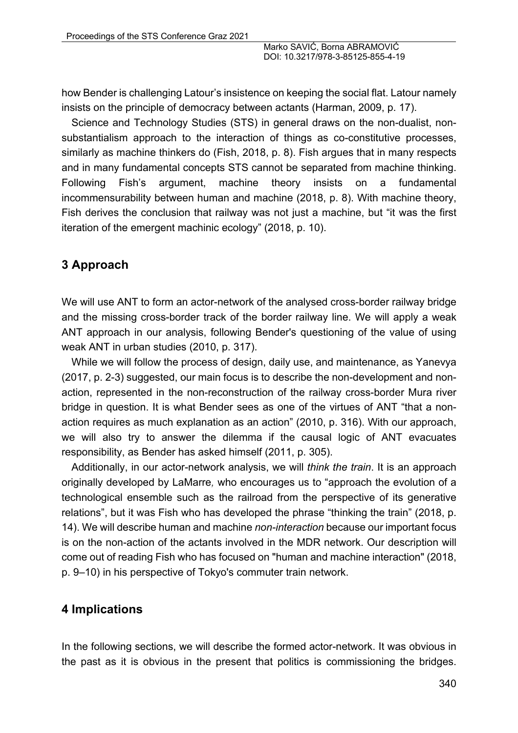how Bender is challenging Latour's insistence on keeping the social flat. Latour namely insists on the principle of democracy between actants (Harman, 2009, p. 17).

Science and Technology Studies (STS) in general draws on the non-dualist, non-substantialism approach to the interaction of things as co-constitutive processes, similarly as machine thinkers do (Fish, 2018, p. 8). Fish argues that in many respects and in many fundamental concepts STS cannot be separated from machine thinking. Following Fish's argument, machine theory insists on a fundamental incommensurability between human and machine (2018, p. 8). With machine theory, Fish derives the conclusion that railway was not just a machine, but "it was the first iteration of the emergent machinic ecology" (2018, p. 10).

## 3 Approach

We will use ANT to form an actor-network of the analysed cross-border railway bridge and the missing cross-border track of the border railway line. We will apply a weak ANT approach in our analysis, following Bender's questioning of the value of using weak ANT in urban studies (2010, p. 317).

While we will follow the process of design, daily use, and maintenance, as Yanevya (2017, p. 2-3) suggested, our main focus is to describe the non-development and non-action, represented in the non-reconstruction of the railway cross-border Mura river bridge in question. It is what Bender sees as one of the virtues of ANT "that a non-action requires as much explanation as an action" (2010, p. 316). With our approach, we will also try to answer the dilemma if the causal logic of ANT evacuates responsibility, as Bender has asked himself (2011, p. 305).

Additionally, in our actor-network analysis, we will *think the train*. It is an approach originally developed by LaMarre*,* who encourages us to "approach the evolution of a technological ensemble such as the railroad from the perspective of its generative relations", but it was Fish who has developed the phrase "thinking the train" (2018, p. 14). We will describe human and machine *non-interaction* because our important focus is on the non-action of the actants involved in the MDR network. Our description will come out of reading Fish who has focused on "human and machine interaction" (2018, p. 9–10) in his perspective of Tokyo's commuter train network.

## 4 Implications

In the following sections, we will describe the formed actor-network. It was obvious in the past as it is obvious in the present that politics is commissioning the bridges.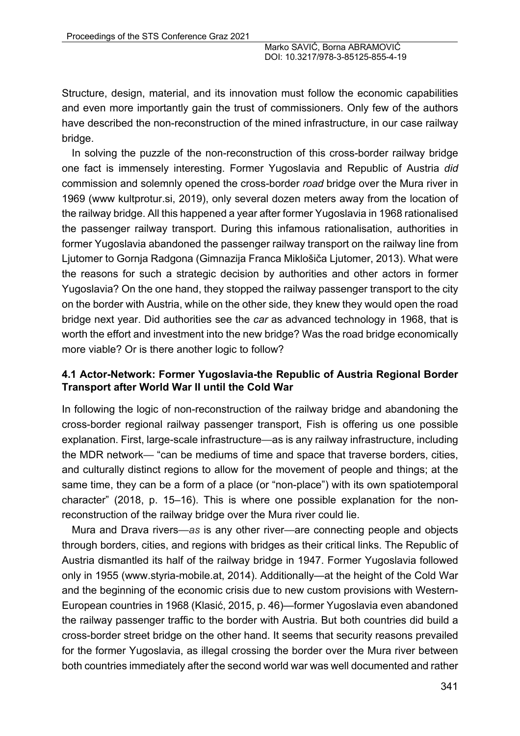Structure, design, material, and its innovation must follow the economic capabilities and even more importantly gain the trust of commissioners. Only few of the authors have described the non-reconstruction of the mined infrastructure, in our case railway bridge.

In solving the puzzle of the non-reconstruction of this cross-border railway bridge one fact is immensely interesting. Former Yugoslavia and Republic of Austria *did* commission and solemnly opened the cross-border *road* bridge over the Mura river in 1969 (www kultprotur.si, 2019), only several dozen meters away from the location of the railway bridge. All this happened a year after former Yugoslavia in 1968 rationalised the passenger railway transport. During this infamous rationalisation, authorities in former Yugoslavia abandoned the passenger railway transport on the railway line from Ljutomer to Gornja Radgona (Gimnazija Franca Miklošiča Ljutomer, 2013). What were the reasons for such a strategic decision by authorities and other actors in former Yugoslavia? On the one hand, they stopped the railway passenger transport to the city on the border with Austria, while on the other side, they knew they would open the road bridge next year. Did authorities see the *car* as advanced technology in 1968, that is worth the effort and investment into the new bridge? Was the road bridge economically more viable? Or is there another logic to follow?

### 4.1 Actor-Network: Former Yugoslavia-the Republic of Austria Regional Border Transport after World War II until the Cold War

In following the logic of non-reconstruction of the railway bridge and abandoning the cross-border regional railway passenger transport, Fish is offering us one possible explanation. First, large-scale infrastructure—as is any railway infrastructure, including the MDR network— "can be mediums of time and space that traverse borders, cities, and culturally distinct regions to allow for the movement of people and things; at the same time, they can be a form of a place (or "non-place") with its own spatiotemporal character" (2018, p. 15–16). This is where one possible explanation for the non-reconstruction of the railway bridge over the Mura river could lie.

Mura and Drava rivers—*as* is any other river—are connecting people and objects through borders, cities, and regions with bridges as their critical links. The Republic of Austria dismantled its half of the railway bridge in 1947. Former Yugoslavia followed only in 1955 (www.styria-mobile.at, 2014). Additionally—at the height of the Cold War and the beginning of the economic crisis due to new custom provisions with Western-European countries in 1968 (Klasić, 2015, p. 46)—former Yugoslavia even abandoned the railway passenger traffic to the border with Austria. But both countries did build a cross-border street bridge on the other hand. It seems that security reasons prevailed for the former Yugoslavia, as illegal crossing the border over the Mura river between both countries immediately after the second world war was well documented and rather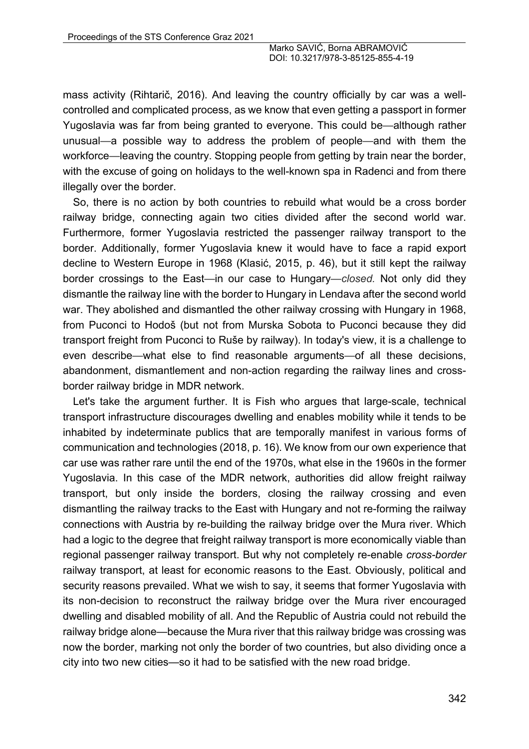mass activity (Rihtarič, 2016). And leaving the country officially by car was a well-controlled and complicated process, as we know that even getting a passport in former Yugoslavia was far from being granted to everyone. This could be—although rather unusual—a possible way to address the problem of people—and with them the workforce—leaving the country. Stopping people from getting by train near the border, with the excuse of going on holidays to the well-known spa in Radenci and from there illegally over the border.

So, there is no action by both countries to rebuild what would be a cross border railway bridge, connecting again two cities divided after the second world war. Furthermore, former Yugoslavia restricted the passenger railway transport to the border. Additionally, former Yugoslavia knew it would have to face a rapid export decline to Western Europe in 1968 (Klasić, 2015, p. 46), but it still kept the railway border crossings to the East—in our case to Hungary—*closed*. Not only did they dismantle the railway line with the border to Hungary in Lendava after the second world war. They abolished and dismantled the other railway crossing with Hungary in 1968, from Puconci to Hodoš (but not from Murska Sobota to Puconci because they did transport freight from Puconci to Ruše by railway). In today's view, it is a challenge to even describe—what else to find reasonable arguments—of all these decisions, abandonment, dismantlement and non-action regarding the railway lines and cross-border railway bridge in MDR network.

Let's take the argument further. It is Fish who argues that large-scale, technical transport infrastructure discourages dwelling and enables mobility while it tends to be inhabited by indeterminate publics that are temporally manifest in various forms of communication and technologies (2018, p. 16). We know from our own experience that car use was rather rare until the end of the 1970s, what else in the 1960s in the former Yugoslavia. In this case of the MDR network, authorities did allow freight railway transport, but only inside the borders, closing the railway crossing and even dismantling the railway tracks to the East with Hungary and not re-forming the railway connections with Austria by re-building the railway bridge over the Mura river. Which had a logic to the degree that freight railway transport is more economically viable than regional passenger railway transport. But why not completely re-enable *cross-border* railway transport, at least for economic reasons to the East. Obviously, political and security reasons prevailed. What we wish to say, it seems that former Yugoslavia with its non-decision to reconstruct the railway bridge over the Mura river encouraged dwelling and disabled mobility of all. And the Republic of Austria could not rebuild the railway bridge alone—because the Mura river that this railway bridge was crossing was now the border, marking not only the border of two countries, but also dividing once a city into two new cities—so it had to be satisfied with the new road bridge.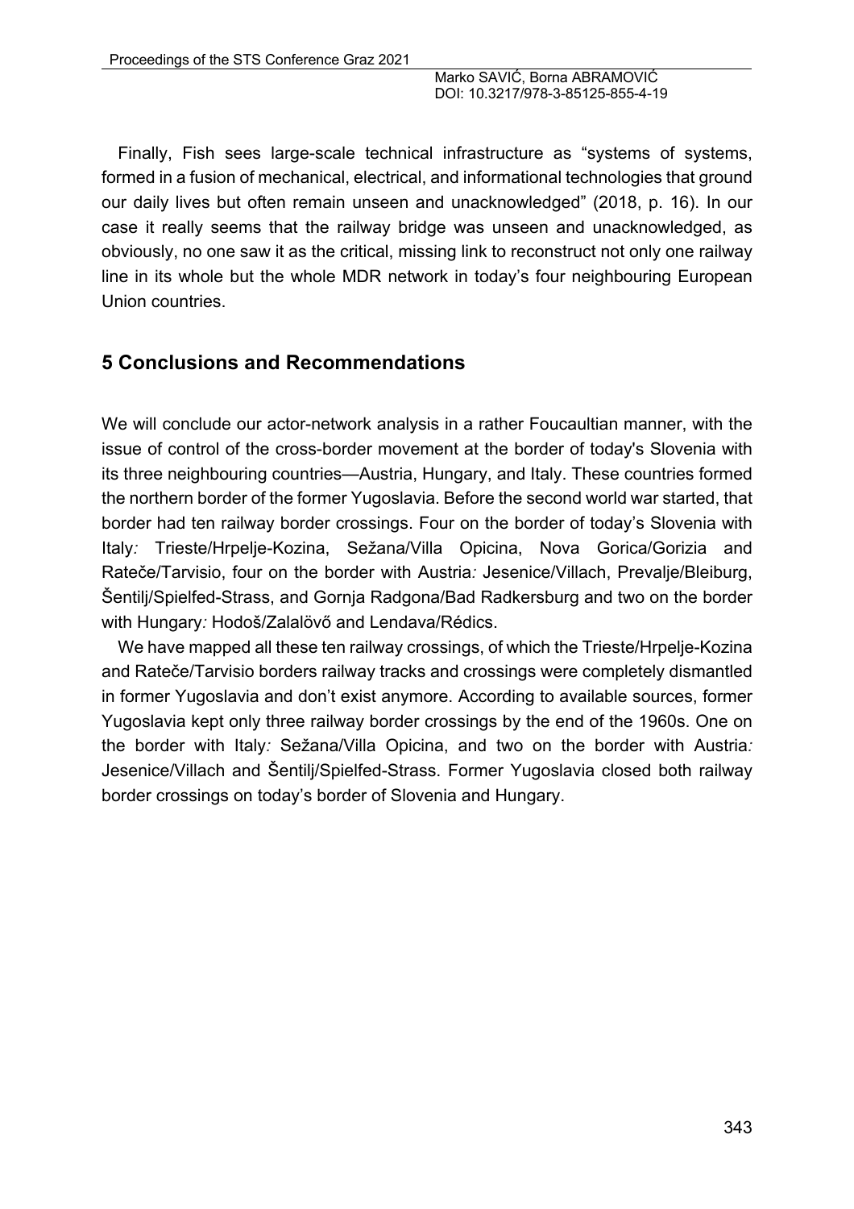Finally, Fish sees large-scale technical infrastructure as "systems of systems, formed in a fusion of mechanical, electrical, and informational technologies that ground our daily lives but often remain unseen and unacknowledged" (2018, p. 16). In our case it really seems that the railway bridge was unseen and unacknowledged, as obviously, no one saw it as the critical, missing link to reconstruct not only one railway line in its whole but the whole MDR network in today's four neighbouring European Union countries.

## 5 Conclusions and Recommendations

We will conclude our actor-network analysis in a rather Foucaultian manner, with the issue of control of the cross-border movement at the border of today's Slovenia with its three neighbouring countries—Austria, Hungary, and Italy. These countries formed the northern border of the former Yugoslavia. Before the second world war started, that border had ten railway border crossings. Four on the border of today's Slovenia with Italy*:* Trieste/Hrpelje-Kozina, Sežana/Villa Opicina, Nova Gorica/Gorizia and Rateče/Tarvisio, four on the border with Austria*:* Jesenice/Villach, Prevalje/Bleiburg, Šentilj/Spielfed-Strass, and Gornja Radgona/Bad Radkersburg and two on the border with Hungary*:* Hodoš/Zalalövő and Lendava/Rédics.

We have mapped all these ten railway crossings, of which the Trieste/Hrpelje-Kozina and Rateče/Tarvisio borders railway tracks and crossings were completely dismantled in former Yugoslavia and don't exist anymore. According to available sources, former Yugoslavia kept only three railway border crossings by the end of the 1960s. One on the border with Italy*:* Sežana/Villa Opicina, and two on the border with Austria*:* Jesenice/Villach and Šentilj/Spielfed-Strass. Former Yugoslavia closed both railway border crossings on today's border of Slovenia and Hungary.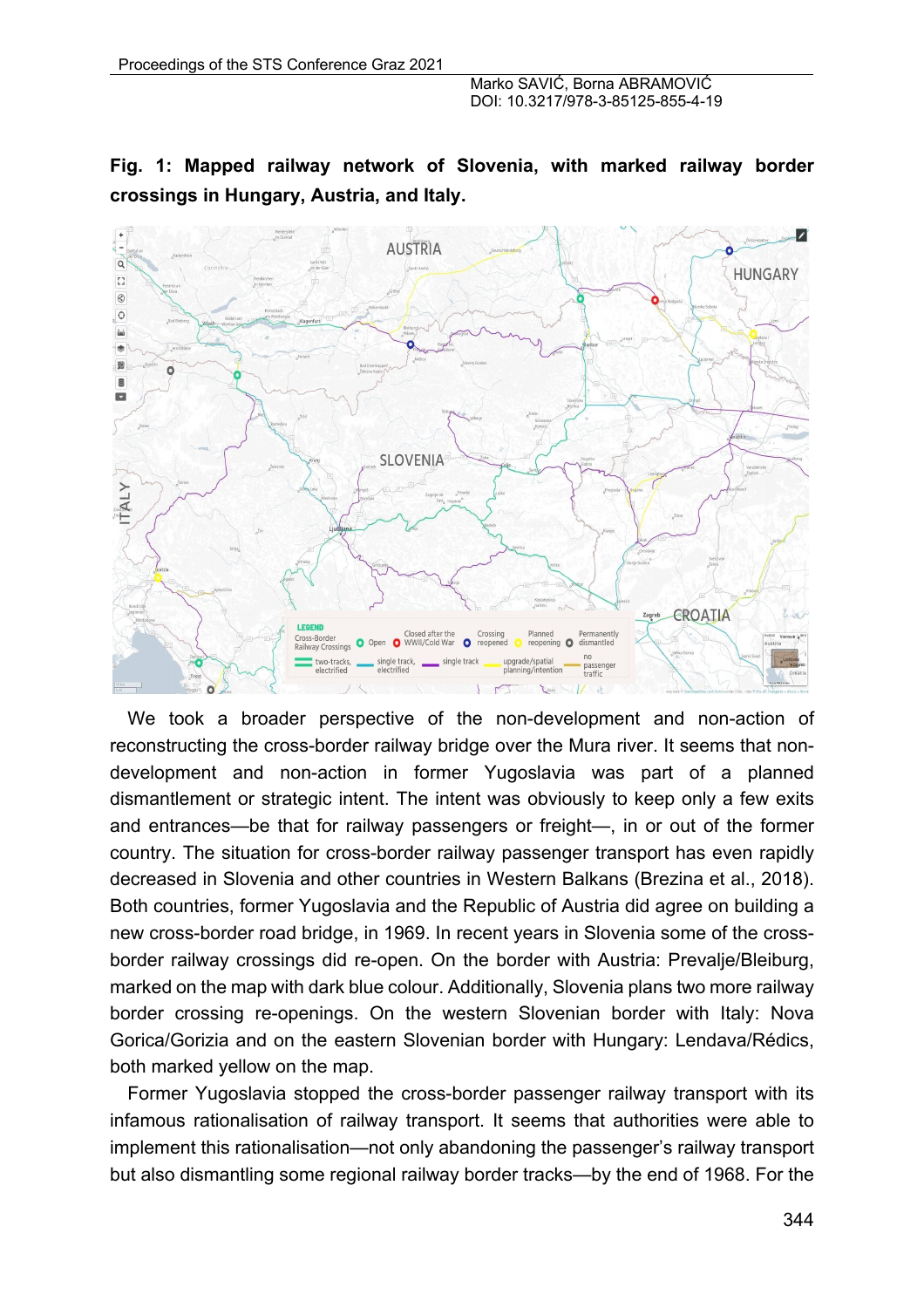**Fig. 1: Mapped railway network of Slovenia, with marked railway border crossings in Hungary, Austria, and Italy.**

We took a broader perspective of the non-development and non-action of reconstructing the cross-border railway bridge over the Mura river. It seems that non-development and non-action in former Yugoslavia was part of a planned dismantlement or strategic intent. The intent was obviously to keep only a few exits and entrances—be that for railway passengers or freight—, in or out of the former country. The situation for cross-border railway passenger transport has even rapidly decreased in Slovenia and other countries in Western Balkans (Brezina et al., 2018). Both countries, former Yugoslavia and the Republic of Austria did agree on building a new cross-border road bridge, in 1969. In recent years in Slovenia some of the cross-border railway crossings did re-open. On the border with Austria: Prevalje/Bleiburg, marked on the map with dark blue colour. Additionally, Slovenia plans two more railway border crossing re-openings. On the western Slovenian border with Italy: Nova Gorica/Gorizia and on the eastern Slovenian border with Hungary: Lendava/Rédics, both marked yellow on the map.

Former Yugoslavia stopped the cross-border passenger railway transport with its infamous rationalisation of railway transport. It seems that authorities were able to implement this rationalisation—not only abandoning the passenger's railway transport but also dismantling some regional railway border tracks—by the end of 1968. For the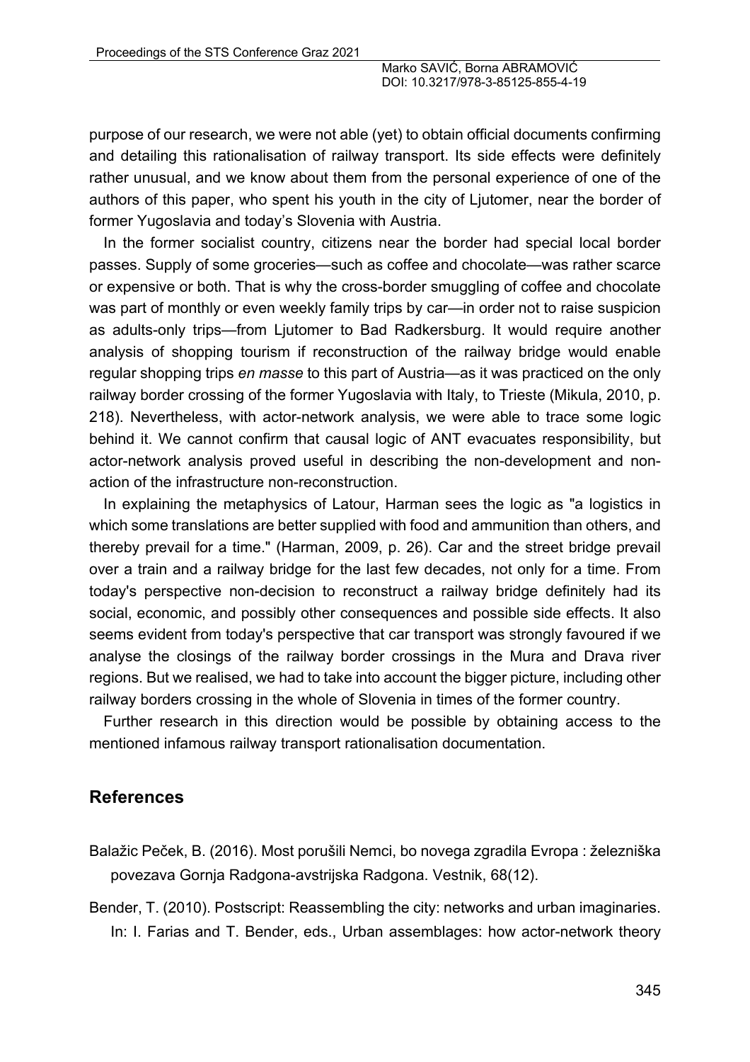purpose of our research, we were not able (yet) to obtain official documents confirming and detailing this rationalisation of railway transport. Its side effects were definitely rather unusual, and we know about them from the personal experience of one of the authors of this paper, who spent his youth in the city of Ljutomer, near the border of former Yugoslavia and today's Slovenia with Austria.

In the former socialist country, citizens near the border had special local border passes. Supply of some groceries—such as coffee and chocolate—was rather scarce or expensive or both. That is why the cross-border smuggling of coffee and chocolate was part of monthly or even weekly family trips by car—in order not to raise suspicion as adults-only trips—from Ljutomer to Bad Radkersburg. It would require another analysis of shopping tourism if reconstruction of the railway bridge would enable regular shopping trips *en masse* to this part of Austria—as it was practiced on the only railway border crossing of the former Yugoslavia with Italy, to Trieste (Mikula, 2010, p. 218). Nevertheless, with actor-network analysis, we were able to trace some logic behind it. We cannot confirm that causal logic of ANT evacuates responsibility, but actor-network analysis proved useful in describing the non-development and non-action of the infrastructure non-reconstruction.

In explaining the metaphysics of Latour, Harman sees the logic as "a logistics in which some translations are better supplied with food and ammunition than others, and thereby prevail for a time." (Harman, 2009, p. 26). Car and the street bridge prevail over a train and a railway bridge for the last few decades, not only for a time. From today's perspective non-decision to reconstruct a railway bridge definitely had its social, economic, and possibly other consequences and possible side effects. It also seems evident from today's perspective that car transport was strongly favoured if we analyse the closings of the railway border crossings in the Mura and Drava river regions. But we realised, we had to take into account the bigger picture, including other railway borders crossing in the whole of Slovenia in times of the former country.

Further research in this direction would be possible by obtaining access to the mentioned infamous railway transport rationalisation documentation.

## References

Balažic Peček, B. (2016). Most porušili Nemci, bo novega zgradila Evropa : železniška povezava Gornja Radgona-avstrijska Radgona. Vestnik, 68(12).

Bender, T. (2010). Postscript: Reassembling the city: networks and urban imaginaries. In: I. Farias and T. Bender, eds., Urban assemblages: how actor-network theory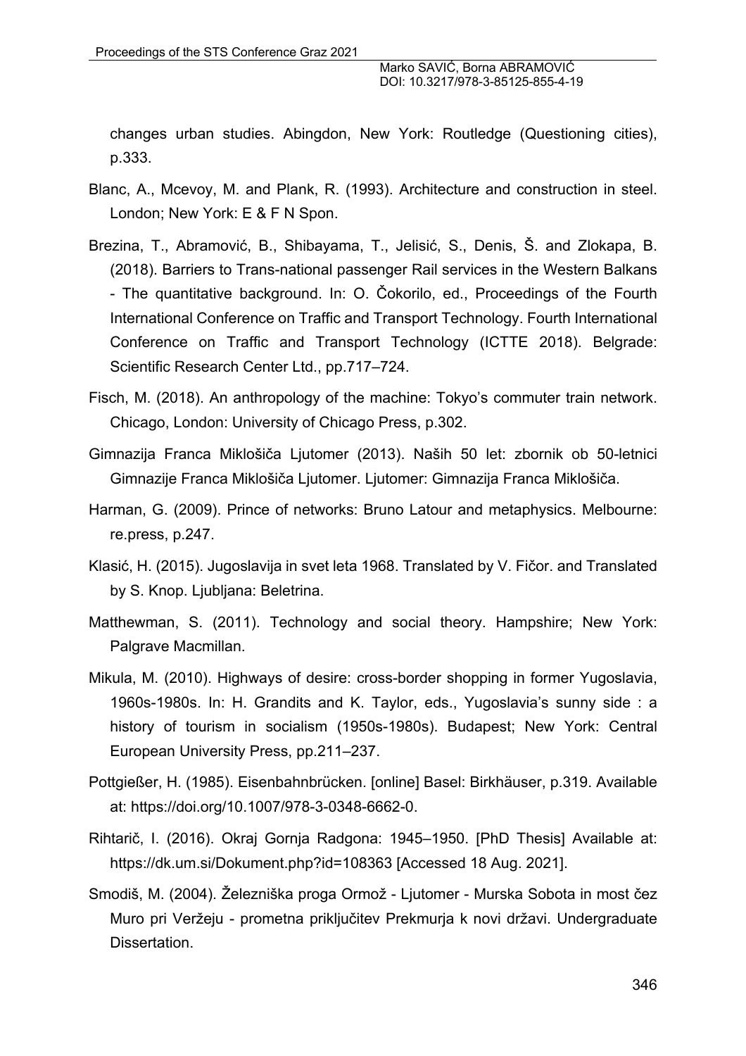changes urban studies. Abingdon, New York: Routledge (Questioning cities), p.333.

Blanc, A., Mcevoy, M. and Plank, R. (1993). Architecture and construction in steel. London; New York: E & F N Spon.

Brezina, T., Abramović, B., Shibayama, T., Jelisić, S., Denis, Š. and Zlokapa, B. (2018). Barriers to Trans-national passenger Rail services in the Western Balkans - The quantitative background. In: O. Čokorilo, ed., Proceedings of the Fourth International Conference on Traffic and Transport Technology. Fourth International Conference on Traffic and Transport Technology (ICTTE 2018). Belgrade: Scientific Research Center Ltd., pp.717–724.

Fisch, M. (2018). An anthropology of the machine: Tokyo's commuter train network. Chicago, London: University of Chicago Press, p.302.

Gimnazija Franca Miklošiča Ljutomer (2013). Naših 50 let: zbornik ob 50-letnici Gimnazije Franca Miklošiča Ljutomer. Ljutomer: Gimnazija Franca Miklošiča.

Harman, G. (2009). Prince of networks: Bruno Latour and metaphysics. Melbourne: re.press, p.247.

Klasić, H. (2015). Jugoslavija in svet leta 1968. Translated by V. Fičor. and Translated by S. Knop. Ljubljana: Beletrina.

Matthewman, S. (2011). Technology and social theory. Hampshire; New York: Palgrave Macmillan.

Mikula, M. (2010). Highways of desire: cross-border shopping in former Yugoslavia, 1960s-1980s. In: H. Grandits and K. Taylor, eds., Yugoslavia's sunny side : a history of tourism in socialism (1950s-1980s). Budapest; New York: Central European University Press, pp.211–237.

Pottgießer, H. (1985). Eisenbahnbrücken. [online] Basel: Birkhäuser, p.319. Available at: https://doi.org/10.1007/978-3-0348-6662-0.

Rihtarič, I. (2016). Okraj Gornja Radgona: 1945–1950. [PhD Thesis] Available at: https://dk.um.si/Dokument.php?id=108363 [Accessed 18 Aug. 2021].

Smodiš, M. (2004). Železniška proga Ormož - Ljutomer - Murska Sobota in most čez Muro pri Veržeju - prometna priključitev Prekmurja k novi državi. Undergraduate Dissertation.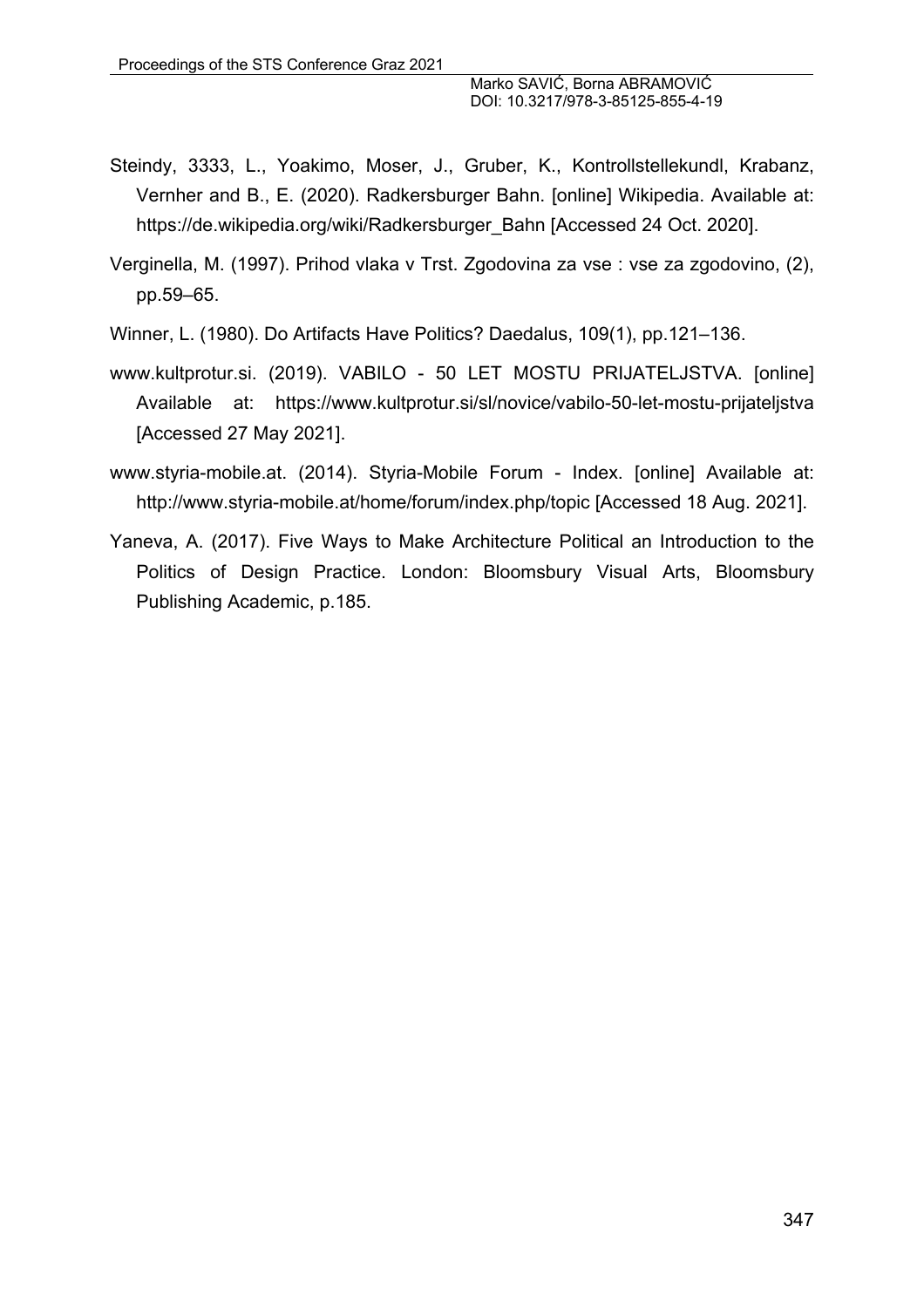Steindy, 3333, L., Yoakimo, Moser, J., Gruber, K., Kontrollstellekundl, Krabanz, Vernher and B., E. (2020). Radkersburger Bahn. [online] Wikipedia. Available at: https://de.wikipedia.org/wiki/Radkersburger_Bahn [Accessed 24 Oct. 2020].

Verginella, M. (1997). Prihod vlaka v Trst. Zgodovina za vse : vse za zgodovino, (2), pp.59–65.

Winner, L. (1980). Do Artifacts Have Politics? Daedalus, 109(1), pp.121–136.

www.kultprotur.si. (2019). VABILO - 50 LET MOSTU PRIJATELJSTVA. [online] Available at: https://www.kultprotur.si/sl/novice/vabilo-50-let-mostu-prijateljstva [Accessed 27 May 2021].

www.styria-mobile.at. (2014). Styria-Mobile Forum - Index. [online] Available at: http://www.styria-mobile.at/home/forum/index.php/topic [Accessed 18 Aug. 2021].

Yaneva, A. (2017). Five Ways to Make Architecture Political an Introduction to the Politics of Design Practice. London: Bloomsbury Visual Arts, Bloomsbury Publishing Academic, p.185.